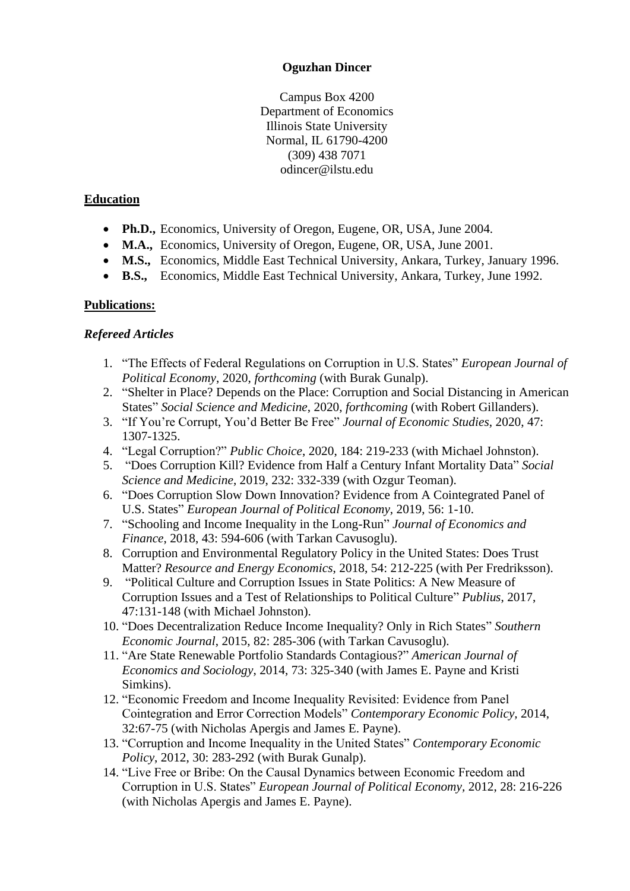**Oguzhan Dincer**

Campus Box 4200
Department of Economics
Illinois State University
Normal, IL 61790-4200
(309) 438 7071
odincer@ilstu.edu

## Education

- **Ph.D.,** Economics, University of Oregon, Eugene, OR, USA, June 2004.
- **M.A.,** Economics, University of Oregon, Eugene, OR, USA, June 2001.
- **M.S.,** Economics, Middle East Technical University, Ankara, Turkey, January 1996.
- **B.S.,** Economics, Middle East Technical University, Ankara, Turkey, June 1992.

## Publications:

### *Refereed Articles*

1. "The Effects of Federal Regulations on Corruption in U.S. States" *European Journal of Political Economy*, 2020, *forthcoming* (with Burak Gunalp).
2. "Shelter in Place? Depends on the Place: Corruption and Social Distancing in American States" *Social Science and Medicine*, 2020, *forthcoming* (with Robert Gillanders).
3. "If You're Corrupt, You'd Better Be Free" *Journal of Economic Studies*, 2020, 47: 1307-1325.
4. "Legal Corruption?" *Public Choice*, 2020, 184: 219-233 (with Michael Johnston).
5. "Does Corruption Kill? Evidence from Half a Century Infant Mortality Data" *Social Science and Medicine*, 2019, 232: 332-339 (with Ozgur Teoman).
6. "Does Corruption Slow Down Innovation? Evidence from A Cointegrated Panel of U.S. States" *European Journal of Political Economy*, 2019, 56: 1-10.
7. "Schooling and Income Inequality in the Long-Run" *Journal of Economics and Finance*, 2018, 43: 594-606 (with Tarkan Cavusoglu).
8. Corruption and Environmental Regulatory Policy in the United States: Does Trust Matter? *Resource and Energy Economics*, 2018, 54: 212-225 (with Per Fredriksson).
9. "Political Culture and Corruption Issues in State Politics: A New Measure of Corruption Issues and a Test of Relationships to Political Culture" *Publius*, 2017, 47:131-148 (with Michael Johnston).
10. "Does Decentralization Reduce Income Inequality? Only in Rich States" *Southern Economic Journal*, 2015, 82: 285-306 (with Tarkan Cavusoglu).
11. "Are State Renewable Portfolio Standards Contagious?" *American Journal of Economics and Sociology*, 2014, 73: 325-340 (with James E. Payne and Kristi Simkins).
12. "Economic Freedom and Income Inequality Revisited: Evidence from Panel Cointegration and Error Correction Models" *Contemporary Economic Policy*, 2014, 32:67-75 (with Nicholas Apergis and James E. Payne).
13. "Corruption and Income Inequality in the United States" *Contemporary Economic Policy*, 2012, 30: 283-292 (with Burak Gunalp).
14. "Live Free or Bribe: On the Causal Dynamics between Economic Freedom and Corruption in U.S. States" *European Journal of Political Economy*, 2012, 28: 216-226 (with Nicholas Apergis and James E. Payne).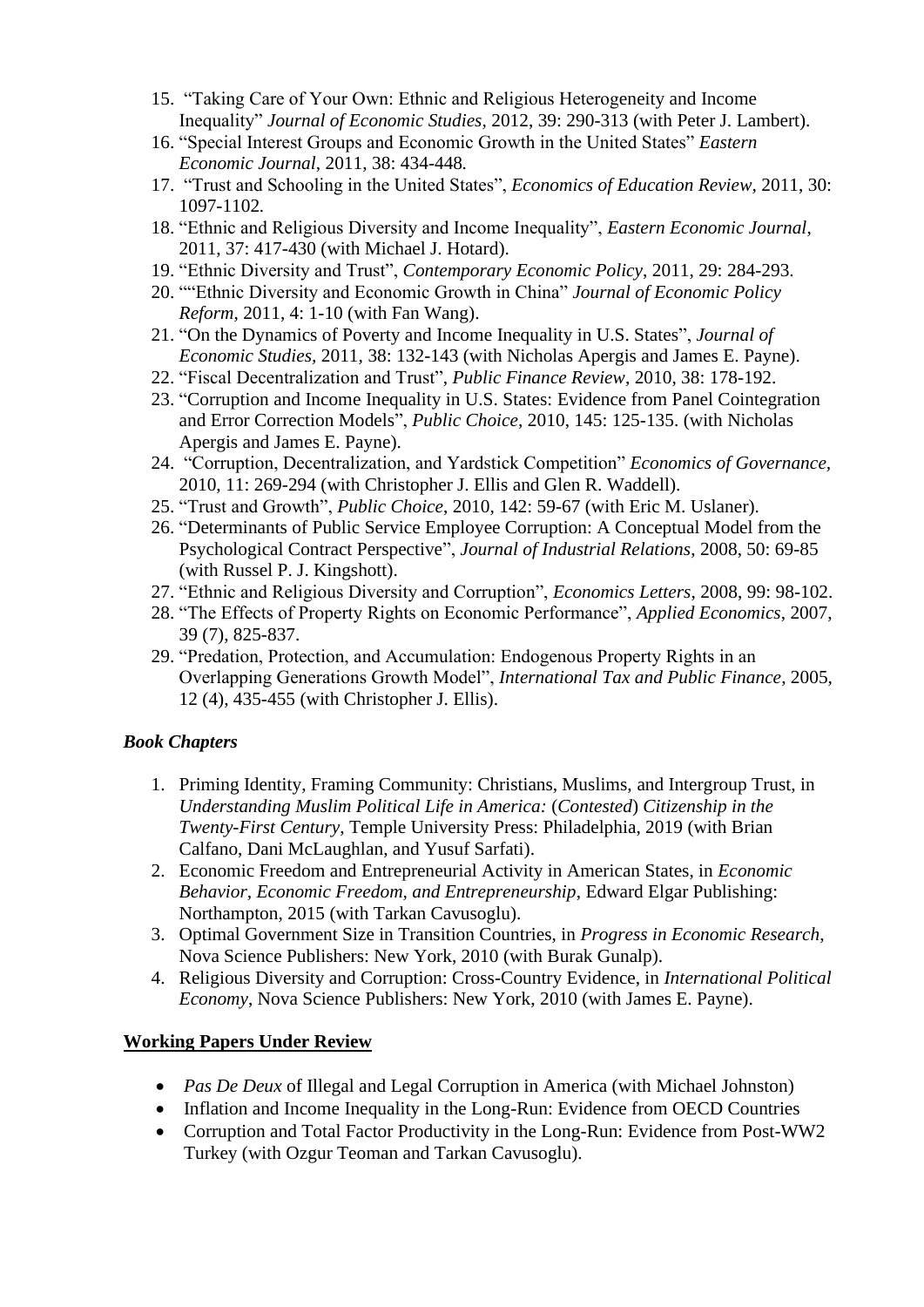15. "Taking Care of Your Own: Ethnic and Religious Heterogeneity and Income Inequality" *Journal of Economic Studies,* 2012, 39: 290-313 (with Peter J. Lambert).
16. "Special Interest Groups and Economic Growth in the United States" *Eastern Economic Journal,* 2011, 38: 434-448*.*
17. "Trust and Schooling in the United States", *Economics of Education Review,* 2011, 30: 1097-1102*.*
18. "Ethnic and Religious Diversity and Income Inequality", *Eastern Economic Journal*, 2011, 37: 417-430 (with Michael J. Hotard).
19. "Ethnic Diversity and Trust", *Contemporary Economic Policy*, 2011, 29: 284-293.
20. ""Ethnic Diversity and Economic Growth in China" *Journal of Economic Policy Reform*, 2011, 4: 1-10 (with Fan Wang).
21. "On the Dynamics of Poverty and Income Inequality in U.S. States", *Journal of Economic Studies,* 2011, 38: 132-143 (with Nicholas Apergis and James E. Payne).
22. "Fiscal Decentralization and Trust", *Public Finance Review*, 2010, 38: 178-192.
23. "Corruption and Income Inequality in U.S. States: Evidence from Panel Cointegration and Error Correction Models", *Public Choice,* 2010, 145: 125-135. (with Nicholas Apergis and James E. Payne).
24. "Corruption, Decentralization, and Yardstick Competition" *Economics of Governance,* 2010, 11: 269-294 (with Christopher J. Ellis and Glen R. Waddell).
25. "Trust and Growth", *Public Choice*, 2010, 142: 59-67 (with Eric M. Uslaner).
26. "Determinants of Public Service Employee Corruption: A Conceptual Model from the Psychological Contract Perspective", *Journal of Industrial Relations*, 2008, 50: 69-85 (with Russel P. J. Kingshott).
27. "Ethnic and Religious Diversity and Corruption", *Economics Letters*, 2008, 99: 98-102.
28. "The Effects of Property Rights on Economic Performance", *Applied Economics*, 2007, 39 (7), 825-837.
29. "Predation, Protection, and Accumulation: Endogenous Property Rights in an Overlapping Generations Growth Model", *International Tax and Public Finance*, 2005, 12 (4), 435-455 (with Christopher J. Ellis).

### *Book Chapters*

1. Priming Identity, Framing Community: Christians, Muslims, and Intergroup Trust, in *Understanding Muslim Political Life in America:* (*Contested*) *Citizenship in the Twenty-First Century*, Temple University Press: Philadelphia, 2019 (with Brian Calfano, Dani McLaughlan, and Yusuf Sarfati).
2. Economic Freedom and Entrepreneurial Activity in American States, in *Economic Behavior, Economic Freedom, and Entrepreneurship*, Edward Elgar Publishing: Northampton, 2015 (with Tarkan Cavusoglu).
3. Optimal Government Size in Transition Countries, in *Progress in Economic Research*, Nova Science Publishers: New York, 2010 (with Burak Gunalp).
4. Religious Diversity and Corruption: Cross-Country Evidence, in *International Political Economy*, Nova Science Publishers: New York, 2010 (with James E. Payne).

### **Working Papers Under Review**

- *Pas De Deux* of Illegal and Legal Corruption in America (with Michael Johnston)
- Inflation and Income Inequality in the Long-Run: Evidence from OECD Countries
- Corruption and Total Factor Productivity in the Long-Run: Evidence from Post-WW2 Turkey (with Ozgur Teoman and Tarkan Cavusoglu).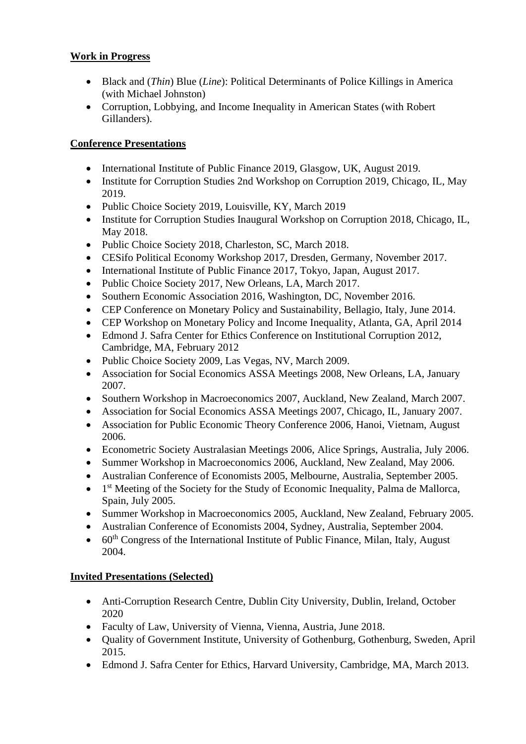**Work in Progress**

- Black and (*Thin*) Blue (*Line*): Political Determinants of Police Killings in America (with Michael Johnston)
- Corruption, Lobbying, and Income Inequality in American States (with Robert Gillanders).

**Conference Presentations**

- International Institute of Public Finance 2019, Glasgow, UK, August 2019.
- Institute for Corruption Studies 2nd Workshop on Corruption 2019, Chicago, IL, May 2019.
- Public Choice Society 2019, Louisville, KY, March 2019
- Institute for Corruption Studies Inaugural Workshop on Corruption 2018, Chicago, IL, May 2018.
- Public Choice Society 2018, Charleston, SC, March 2018.
- CESifo Political Economy Workshop 2017, Dresden, Germany, November 2017.
- International Institute of Public Finance 2017, Tokyo, Japan, August 2017.
- Public Choice Society 2017, New Orleans, LA, March 2017.
- Southern Economic Association 2016, Washington, DC, November 2016.
- CEP Conference on Monetary Policy and Sustainability, Bellagio, Italy, June 2014.
- CEP Workshop on Monetary Policy and Income Inequality, Atlanta, GA, April 2014
- Edmond J. Safra Center for Ethics Conference on Institutional Corruption 2012, Cambridge, MA, February 2012
- Public Choice Society 2009, Las Vegas, NV, March 2009.
- Association for Social Economics ASSA Meetings 2008, New Orleans, LA, January 2007.
- Southern Workshop in Macroeconomics 2007, Auckland, New Zealand, March 2007.
- Association for Social Economics ASSA Meetings 2007, Chicago, IL, January 2007.
- Association for Public Economic Theory Conference 2006, Hanoi, Vietnam, August 2006.
- Econometric Society Australasian Meetings 2006, Alice Springs, Australia, July 2006.
- Summer Workshop in Macroeconomics 2006, Auckland, New Zealand, May 2006.
- Australian Conference of Economists 2005, Melbourne, Australia, September 2005.
- 1st Meeting of the Society for the Study of Economic Inequality, Palma de Mallorca, Spain, July 2005.
- Summer Workshop in Macroeconomics 2005, Auckland, New Zealand, February 2005.
- Australian Conference of Economists 2004, Sydney, Australia, September 2004.
- 60th Congress of the International Institute of Public Finance, Milan, Italy, August 2004.

**Invited Presentations (Selected)**

- Anti-Corruption Research Centre, Dublin City University, Dublin, Ireland, October 2020
- Faculty of Law, University of Vienna, Vienna, Austria, June 2018.
- Quality of Government Institute, University of Gothenburg, Gothenburg, Sweden, April 2015.
- Edmond J. Safra Center for Ethics, Harvard University, Cambridge, MA, March 2013.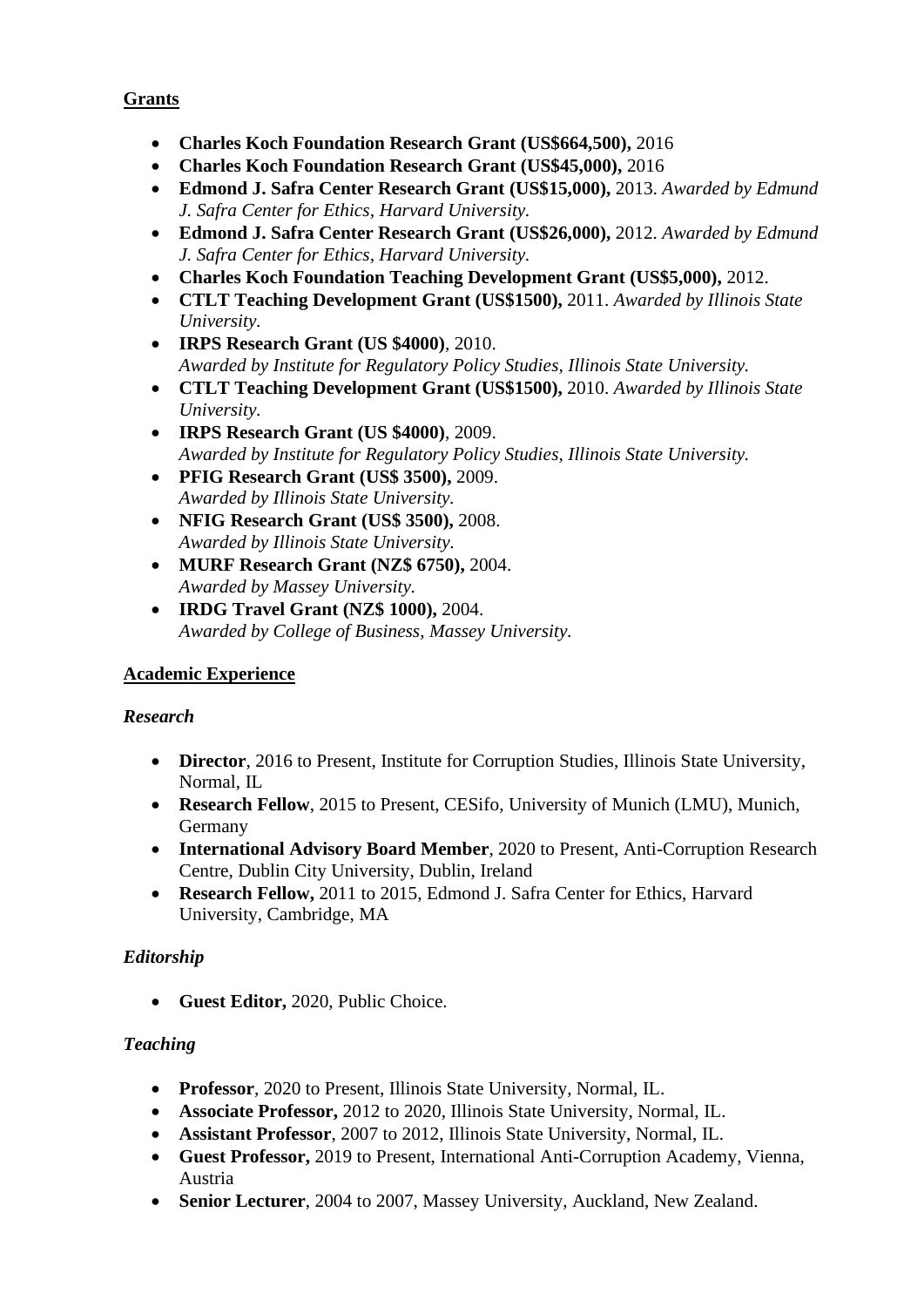**Grants**

- **Charles Koch Foundation Research Grant (US$664,500),** 2016
- **Charles Koch Foundation Research Grant (US$45,000),** 2016
- **Edmond J. Safra Center Research Grant (US$15,000),** 2013. *Awarded by Edmund J. Safra Center for Ethics, Harvard University.*
- **Edmond J. Safra Center Research Grant (US$26,000),** 2012. *Awarded by Edmund J. Safra Center for Ethics, Harvard University.*
- **Charles Koch Foundation Teaching Development Grant (US$5,000),** 2012.
- **CTLT Teaching Development Grant (US$1500),** 2011. *Awarded by Illinois State University.*
- **IRPS Research Grant (US $4000)**, 2010.
  *Awarded by Institute for Regulatory Policy Studies, Illinois State University.*
- **CTLT Teaching Development Grant (US$1500),** 2010. *Awarded by Illinois State University.*
- **IRPS Research Grant (US $4000)**, 2009.
  *Awarded by Institute for Regulatory Policy Studies, Illinois State University.*
- **PFIG Research Grant (US$ 3500),** 2009.
  *Awarded by Illinois State University.*
- **NFIG Research Grant (US$ 3500),** 2008.
  *Awarded by Illinois State University.*
- **MURF Research Grant (NZ$ 6750),** 2004.
  *Awarded by Massey University.*
- **IRDG Travel Grant (NZ$ 1000),** 2004.
  *Awarded by College of Business, Massey University.*

**Academic Experience**

***Research***

- **Director**, 2016 to Present, Institute for Corruption Studies, Illinois State University, Normal, IL
- **Research Fellow**, 2015 to Present, CESifo, University of Munich (LMU), Munich, Germany
- **International Advisory Board Member**, 2020 to Present, Anti-Corruption Research Centre, Dublin City University, Dublin, Ireland
- **Research Fellow,** 2011 to 2015, Edmond J. Safra Center for Ethics, Harvard University, Cambridge, MA

***Editorship***

- **Guest Editor,** 2020, Public Choice.

***Teaching***

- **Professor**, 2020 to Present, Illinois State University, Normal, IL.
- **Associate Professor,** 2012 to 2020, Illinois State University, Normal, IL.
- **Assistant Professor**, 2007 to 2012, Illinois State University, Normal, IL.
- **Guest Professor,** 2019 to Present, International Anti-Corruption Academy, Vienna, Austria
- **Senior Lecturer**, 2004 to 2007, Massey University, Auckland, New Zealand.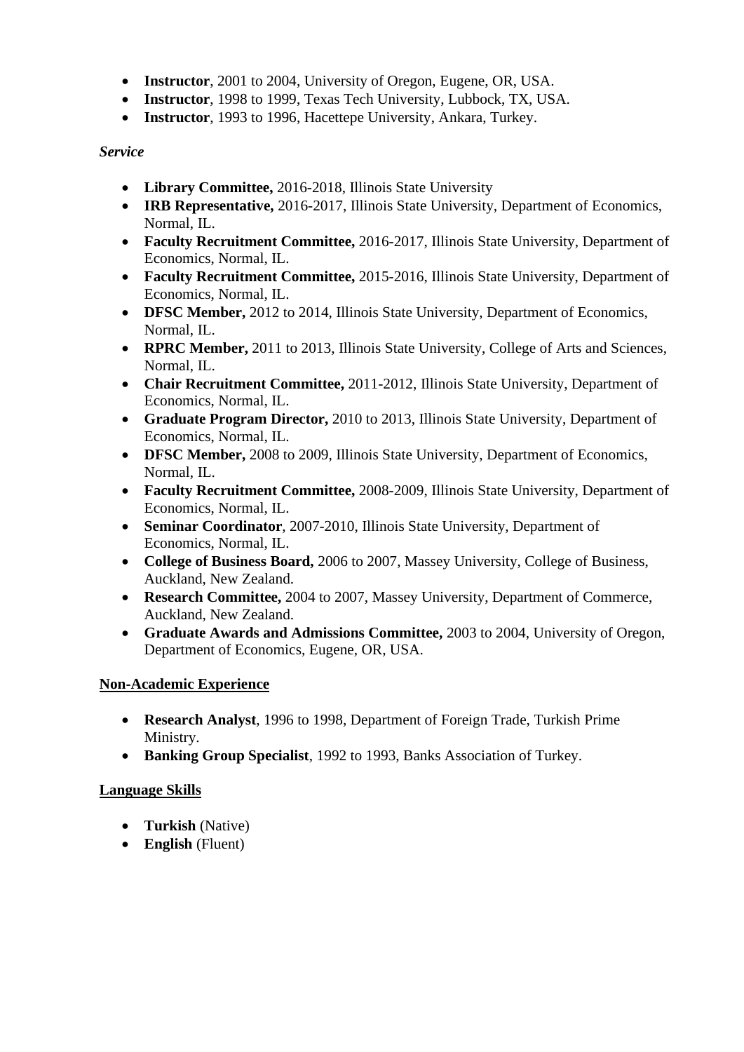- **Instructor**, 2001 to 2004, University of Oregon, Eugene, OR, USA.
- **Instructor**, 1998 to 1999, Texas Tech University, Lubbock, TX, USA.
- **Instructor**, 1993 to 1996, Hacettepe University, Ankara, Turkey.

***Service***

- **Library Committee,** 2016-2018, Illinois State University
- **IRB Representative,** 2016-2017, Illinois State University, Department of Economics, Normal, IL.
- **Faculty Recruitment Committee,** 2016-2017, Illinois State University, Department of Economics, Normal, IL.
- **Faculty Recruitment Committee,** 2015-2016, Illinois State University, Department of Economics, Normal, IL.
- **DFSC Member,** 2012 to 2014, Illinois State University, Department of Economics, Normal, IL.
- **RPRC Member,** 2011 to 2013, Illinois State University, College of Arts and Sciences, Normal, IL.
- **Chair Recruitment Committee,** 2011-2012, Illinois State University, Department of Economics, Normal, IL.
- **Graduate Program Director,** 2010 to 2013, Illinois State University, Department of Economics, Normal, IL.
- **DFSC Member,** 2008 to 2009, Illinois State University, Department of Economics, Normal, IL.
- **Faculty Recruitment Committee,** 2008-2009, Illinois State University, Department of Economics, Normal, IL.
- **Seminar Coordinator**, 2007-2010, Illinois State University, Department of Economics, Normal, IL.
- **College of Business Board,** 2006 to 2007, Massey University, College of Business, Auckland, New Zealand.
- **Research Committee,** 2004 to 2007, Massey University, Department of Commerce, Auckland, New Zealand.
- **Graduate Awards and Admissions Committee,** 2003 to 2004, University of Oregon, Department of Economics, Eugene, OR, USA.

## Non-Academic Experience

- **Research Analyst**, 1996 to 1998, Department of Foreign Trade, Turkish Prime Ministry.
- **Banking Group Specialist**, 1992 to 1993, Banks Association of Turkey.

## Language Skills

- **Turkish** (Native)
- **English** (Fluent)